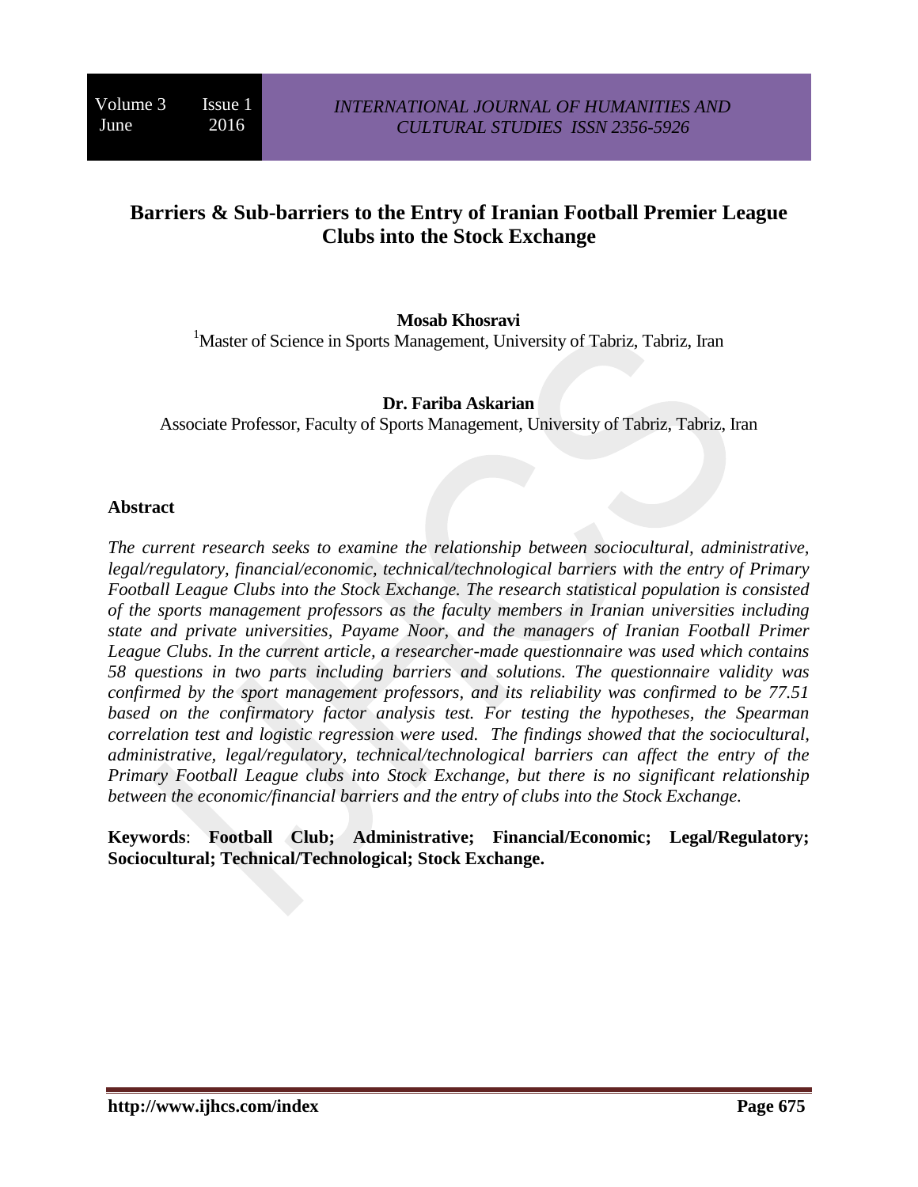# Barriers & Sub-barriers to the Entry of Iranian Football Premier League Clubs into the Stock Exchange

**Mosab Khosravi**

[1]Master of Science in Sports Management, University of Tabriz, Tabriz, Iran

**Dr. Fariba Askarian**

Associate Professor, Faculty of Sports Management, University of Tabriz, Tabriz, Iran

## Abstract

*The current research seeks to examine the relationship between sociocultural, administrative, legal/regulatory, financial/economic, technical/technological barriers with the entry of Primary Football League Clubs into the Stock Exchange. The research statistical population is consisted of the sports management professors as the faculty members in Iranian universities including state and private universities, Payame Noor, and the managers of Iranian Football Primer League Clubs. In the current article, a researcher-made questionnaire was used which contains 58 questions in two parts including barriers and solutions. The questionnaire validity was confirmed by the sport management professors, and its reliability was confirmed to be 77.51 based on the confirmatory factor analysis test. For testing the hypotheses, the Spearman correlation test and logistic regression were used. The findings showed that the sociocultural, administrative, legal/regulatory, technical/technological barriers can affect the entry of the Primary Football League clubs into Stock Exchange, but there is no significant relationship between the economic/financial barriers and the entry of clubs into the Stock Exchange.*

**Keywords**: **Football Club; Administrative; Financial/Economic; Legal/Regulatory; Sociocultural; Technical/Technological; Stock Exchange.**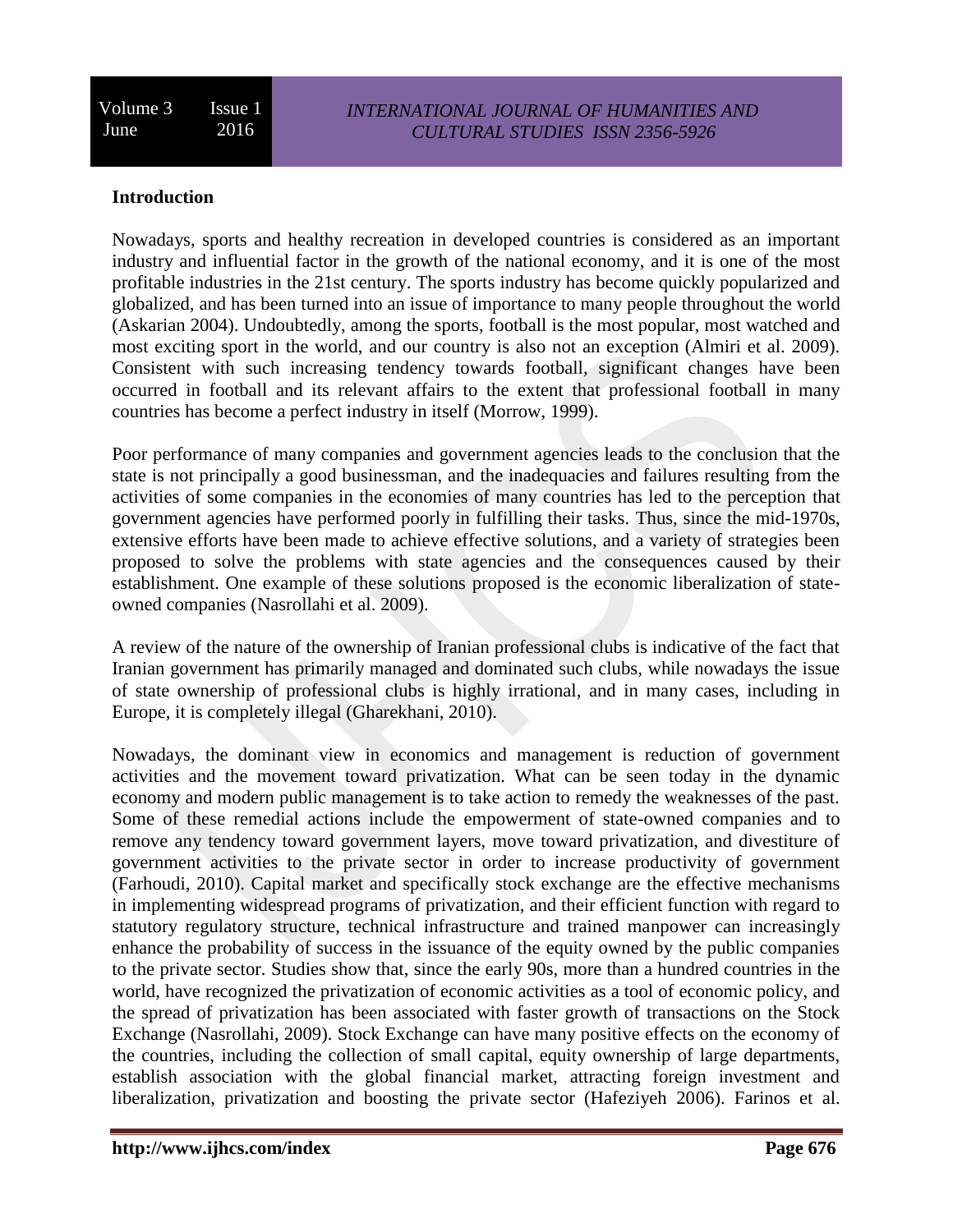**Introduction**

Nowadays, sports and healthy recreation in developed countries is considered as an important industry and influential factor in the growth of the national economy, and it is one of the most profitable industries in the 21st century. The sports industry has become quickly popularized and globalized, and has been turned into an issue of importance to many people throughout the world (Askarian 2004). Undoubtedly, among the sports, football is the most popular, most watched and most exciting sport in the world, and our country is also not an exception (Almiri et al. 2009). Consistent with such increasing tendency towards football, significant changes have been occurred in football and its relevant affairs to the extent that professional football in many countries has become a perfect industry in itself (Morrow, 1999).

Poor performance of many companies and government agencies leads to the conclusion that the state is not principally a good businessman, and the inadequacies and failures resulting from the activities of some companies in the economies of many countries has led to the perception that government agencies have performed poorly in fulfilling their tasks. Thus, since the mid-1970s, extensive efforts have been made to achieve effective solutions, and a variety of strategies been proposed to solve the problems with state agencies and the consequences caused by their establishment. One example of these solutions proposed is the economic liberalization of state-owned companies (Nasrollahi et al. 2009).

A review of the nature of the ownership of Iranian professional clubs is indicative of the fact that Iranian government has primarily managed and dominated such clubs, while nowadays the issue of state ownership of professional clubs is highly irrational, and in many cases, including in Europe, it is completely illegal (Gharekhani, 2010).

Nowadays, the dominant view in economics and management is reduction of government activities and the movement toward privatization. What can be seen today in the dynamic economy and modern public management is to take action to remedy the weaknesses of the past. Some of these remedial actions include the empowerment of state-owned companies and to remove any tendency toward government layers, move toward privatization, and divestiture of government activities to the private sector in order to increase productivity of government (Farhoudi, 2010). Capital market and specifically stock exchange are the effective mechanisms in implementing widespread programs of privatization, and their efficient function with regard to statutory regulatory structure, technical infrastructure and trained manpower can increasingly enhance the probability of success in the issuance of the equity owned by the public companies to the private sector. Studies show that, since the early 90s, more than a hundred countries in the world, have recognized the privatization of economic activities as a tool of economic policy, and the spread of privatization has been associated with faster growth of transactions on the Stock Exchange (Nasrollahi, 2009). Stock Exchange can have many positive effects on the economy of the countries, including the collection of small capital, equity ownership of large departments, establish association with the global financial market, attracting foreign investment and liberalization, privatization and boosting the private sector (Hafeziyeh 2006). Farinos et al.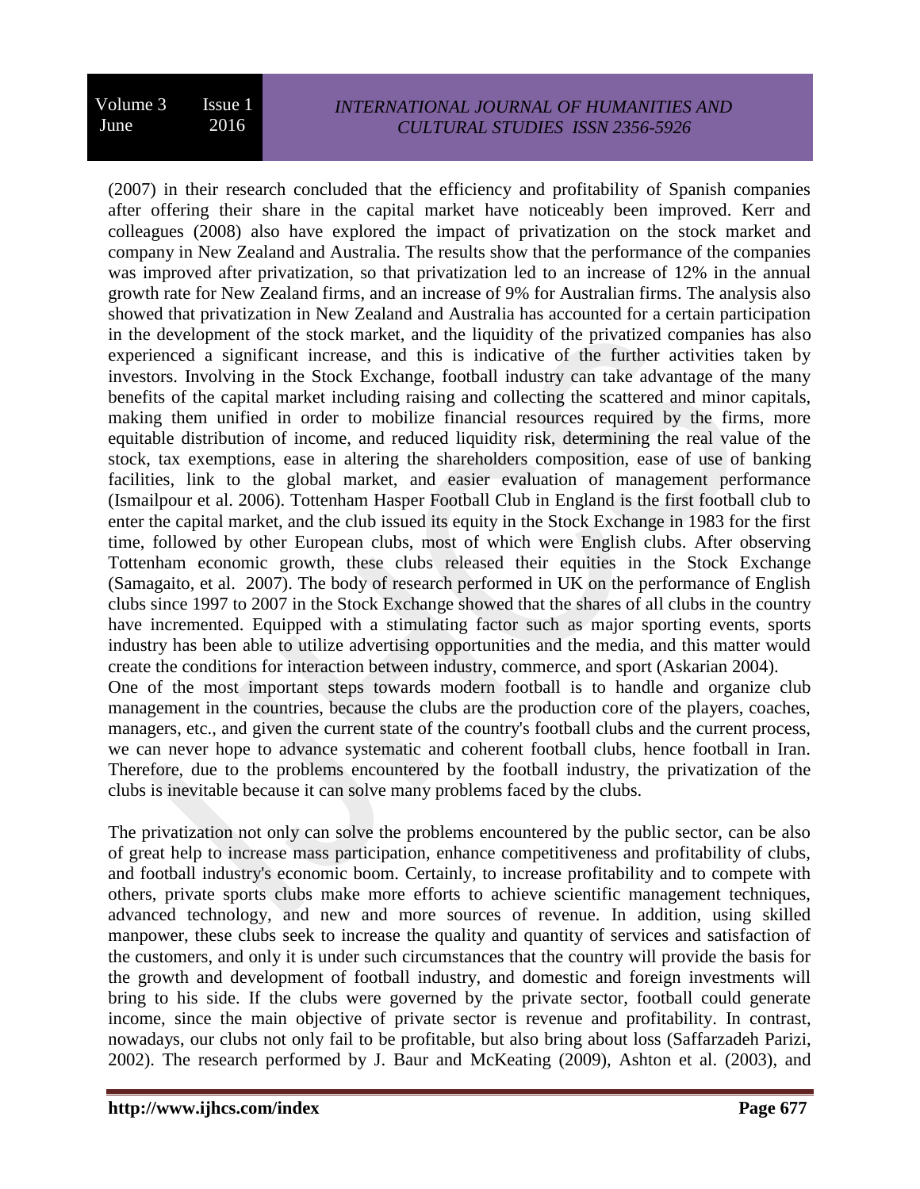(2007) in their research concluded that the efficiency and profitability of Spanish companies after offering their share in the capital market have noticeably been improved. Kerr and colleagues (2008) also have explored the impact of privatization on the stock market and company in New Zealand and Australia. The results show that the performance of the companies was improved after privatization, so that privatization led to an increase of 12% in the annual growth rate for New Zealand firms, and an increase of 9% for Australian firms. The analysis also showed that privatization in New Zealand and Australia has accounted for a certain participation in the development of the stock market, and the liquidity of the privatized companies has also experienced a significant increase, and this is indicative of the further activities taken by investors. Involving in the Stock Exchange, football industry can take advantage of the many benefits of the capital market including raising and collecting the scattered and minor capitals, making them unified in order to mobilize financial resources required by the firms, more equitable distribution of income, and reduced liquidity risk, determining the real value of the stock, tax exemptions, ease in altering the shareholders composition, ease of use of banking facilities, link to the global market, and easier evaluation of management performance (Ismailpour et al. 2006). Tottenham Hasper Football Club in England is the first football club to enter the capital market, and the club issued its equity in the Stock Exchange in 1983 for the first time, followed by other European clubs, most of which were English clubs. After observing Tottenham economic growth, these clubs released their equities in the Stock Exchange (Samagaito, et al. 2007). The body of research performed in UK on the performance of English clubs since 1997 to 2007 in the Stock Exchange showed that the shares of all clubs in the country have incremented. Equipped with a stimulating factor such as major sporting events, sports industry has been able to utilize advertising opportunities and the media, and this matter would create the conditions for interaction between industry, commerce, and sport (Askarian 2004).

One of the most important steps towards modern football is to handle and organize club management in the countries, because the clubs are the production core of the players, coaches, managers, etc., and given the current state of the country's football clubs and the current process, we can never hope to advance systematic and coherent football clubs, hence football in Iran. Therefore, due to the problems encountered by the football industry, the privatization of the clubs is inevitable because it can solve many problems faced by the clubs.

The privatization not only can solve the problems encountered by the public sector, can be also of great help to increase mass participation, enhance competitiveness and profitability of clubs, and football industry's economic boom. Certainly, to increase profitability and to compete with others, private sports clubs make more efforts to achieve scientific management techniques, advanced technology, and new and more sources of revenue. In addition, using skilled manpower, these clubs seek to increase the quality and quantity of services and satisfaction of the customers, and only it is under such circumstances that the country will provide the basis for the growth and development of football industry, and domestic and foreign investments will bring to his side. If the clubs were governed by the private sector, football could generate income, since the main objective of private sector is revenue and profitability. In contrast, nowadays, our clubs not only fail to be profitable, but also bring about loss (Saffarzadeh Parizi, 2002). The research performed by J. Baur and McKeating (2009), Ashton et al. (2003), and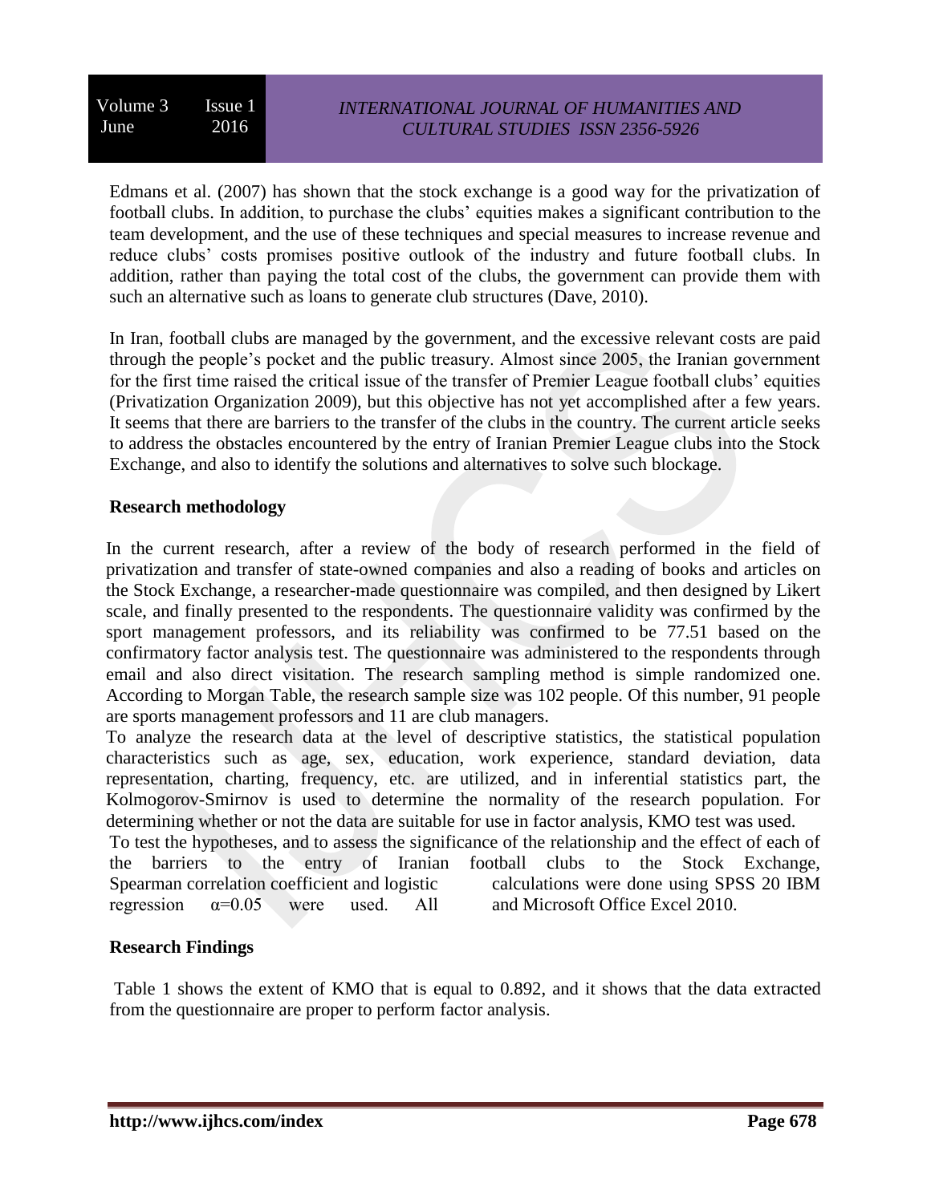Edmans et al. (2007) has shown that the stock exchange is a good way for the privatization of football clubs. In addition, to purchase the clubs' equities makes a significant contribution to the team development, and the use of these techniques and special measures to increase revenue and reduce clubs' costs promises positive outlook of the industry and future football clubs. In addition, rather than paying the total cost of the clubs, the government can provide them with such an alternative such as loans to generate club structures (Dave, 2010).

In Iran, football clubs are managed by the government, and the excessive relevant costs are paid through the people's pocket and the public treasury. Almost since 2005, the Iranian government for the first time raised the critical issue of the transfer of Premier League football clubs' equities (Privatization Organization 2009), but this objective has not yet accomplished after a few years. It seems that there are barriers to the transfer of the clubs in the country. The current article seeks to address the obstacles encountered by the entry of Iranian Premier League clubs into the Stock Exchange, and also to identify the solutions and alternatives to solve such blockage.

## Research methodology

In the current research, after a review of the body of research performed in the field of privatization and transfer of state-owned companies and also a reading of books and articles on the Stock Exchange, a researcher-made questionnaire was compiled, and then designed by Likert scale, and finally presented to the respondents. The questionnaire validity was confirmed by the sport management professors, and its reliability was confirmed to be 77.51 based on the confirmatory factor analysis test. The questionnaire was administered to the respondents through email and also direct visitation. The research sampling method is simple randomized one. According to Morgan Table, the research sample size was 102 people. Of this number, 91 people are sports management professors and 11 are club managers.

To analyze the research data at the level of descriptive statistics, the statistical population characteristics such as age, sex, education, work experience, standard deviation, data representation, charting, frequency, etc. are utilized, and in inferential statistics part, the Kolmogorov-Smirnov is used to determine the normality of the research population. For determining whether or not the data are suitable for use in factor analysis, KMO test was used.

To test the hypotheses, and to assess the significance of the relationship and the effect of each of the barriers to the entry of Iranian football clubs to the Stock Exchange, Spearman correlation coefficient and logistic regression $\alpha=0.05$ were used. All calculations were done using SPSS 20 IBM and Microsoft Office Excel 2010.

## Research Findings

Table 1 shows the extent of KMO that is equal to 0.892, and it shows that the data extracted from the questionnaire are proper to perform factor analysis.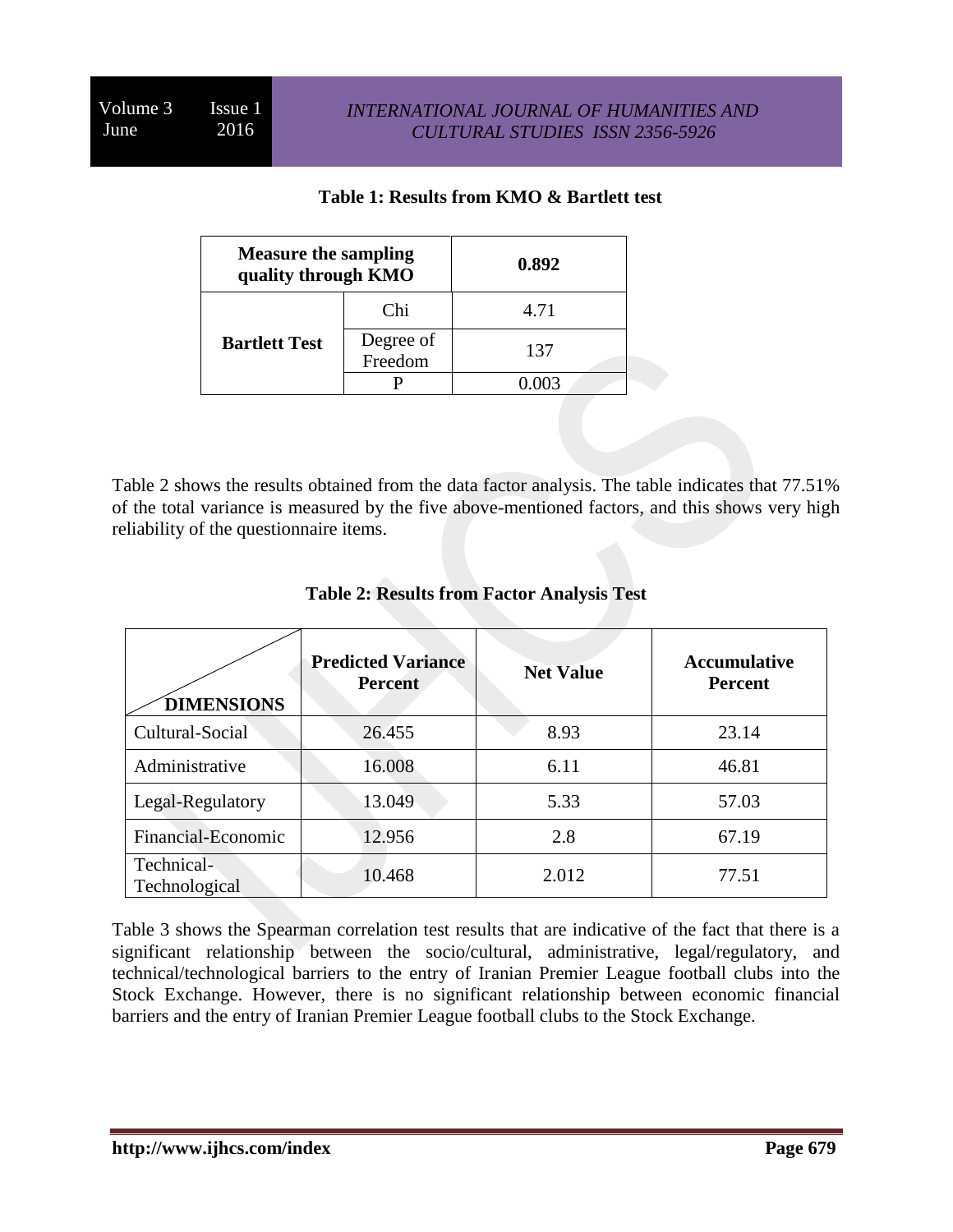**Table 1: Results from KMO & Bartlett test**

| Measure the sampling quality through KMO | | 0.892 |
|---|---|---|
| Bartlett Test | Chi | 4.71 |
| | Degree of Freedom | 137 |
| | P | 0.003 |

Table 2 shows the results obtained from the data factor analysis. The table indicates that 77.51% of the total variance is measured by the five above-mentioned factors, and this shows very high reliability of the questionnaire items.

**Table 2: Results from Factor Analysis Test**

| DIMENSIONS | Predicted Variance Percent | Net Value | Accumulative Percent |
|---|---|---|---|
| Cultural-Social | 26.455 | 8.93 | 23.14 |
| Administrative | 16.008 | 6.11 | 46.81 |
| Legal-Regulatory | 13.049 | 5.33 | 57.03 |
| Financial-Economic | 12.956 | 2.8 | 67.19 |
| Technical-Technological | 10.468 | 2.012 | 77.51 |

Table 3 shows the Spearman correlation test results that are indicative of the fact that there is a significant relationship between the socio/cultural, administrative, legal/regulatory, and technical/technological barriers to the entry of Iranian Premier League football clubs into the Stock Exchange. However, there is no significant relationship between economic financial barriers and the entry of Iranian Premier League football clubs to the Stock Exchange.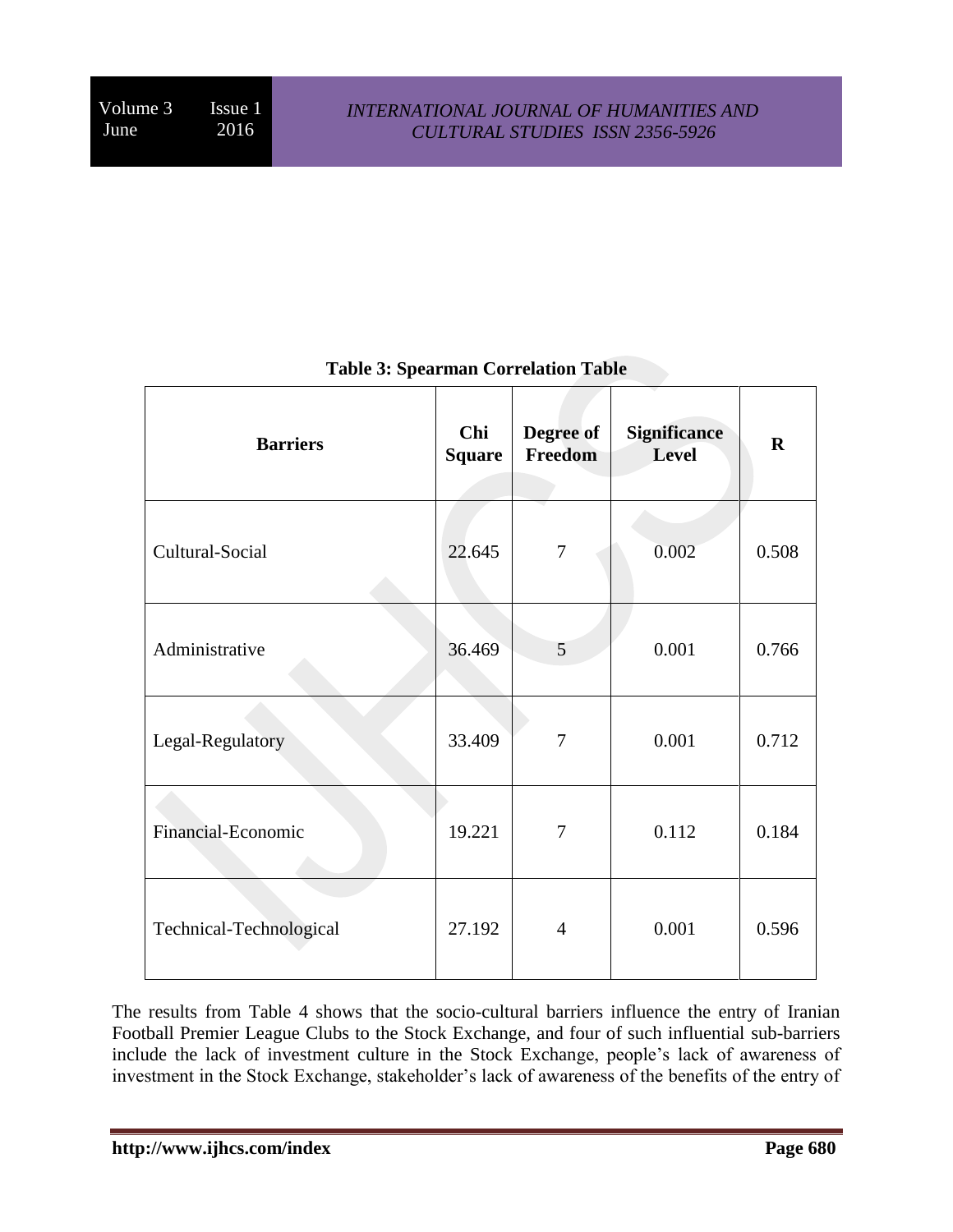**Table 3: Spearman Correlation Table**

| Barriers | Chi Square | Degree of Freedom | Significance Level | R |
|---|---|---|---|---|
| Cultural-Social | 22.645 | 7 | 0.002 | 0.508 |
| Administrative | 36.469 | 5 | 0.001 | 0.766 |
| Legal-Regulatory | 33.409 | 7 | 0.001 | 0.712 |
| Financial-Economic | 19.221 | 7 | 0.112 | 0.184 |
| Technical-Technological | 27.192 | 4 | 0.001 | 0.596 |

The results from Table 4 shows that the socio-cultural barriers influence the entry of Iranian Football Premier League Clubs to the Stock Exchange, and four of such influential sub-barriers include the lack of investment culture in the Stock Exchange, people's lack of awareness of investment in the Stock Exchange, stakeholder's lack of awareness of the benefits of the entry of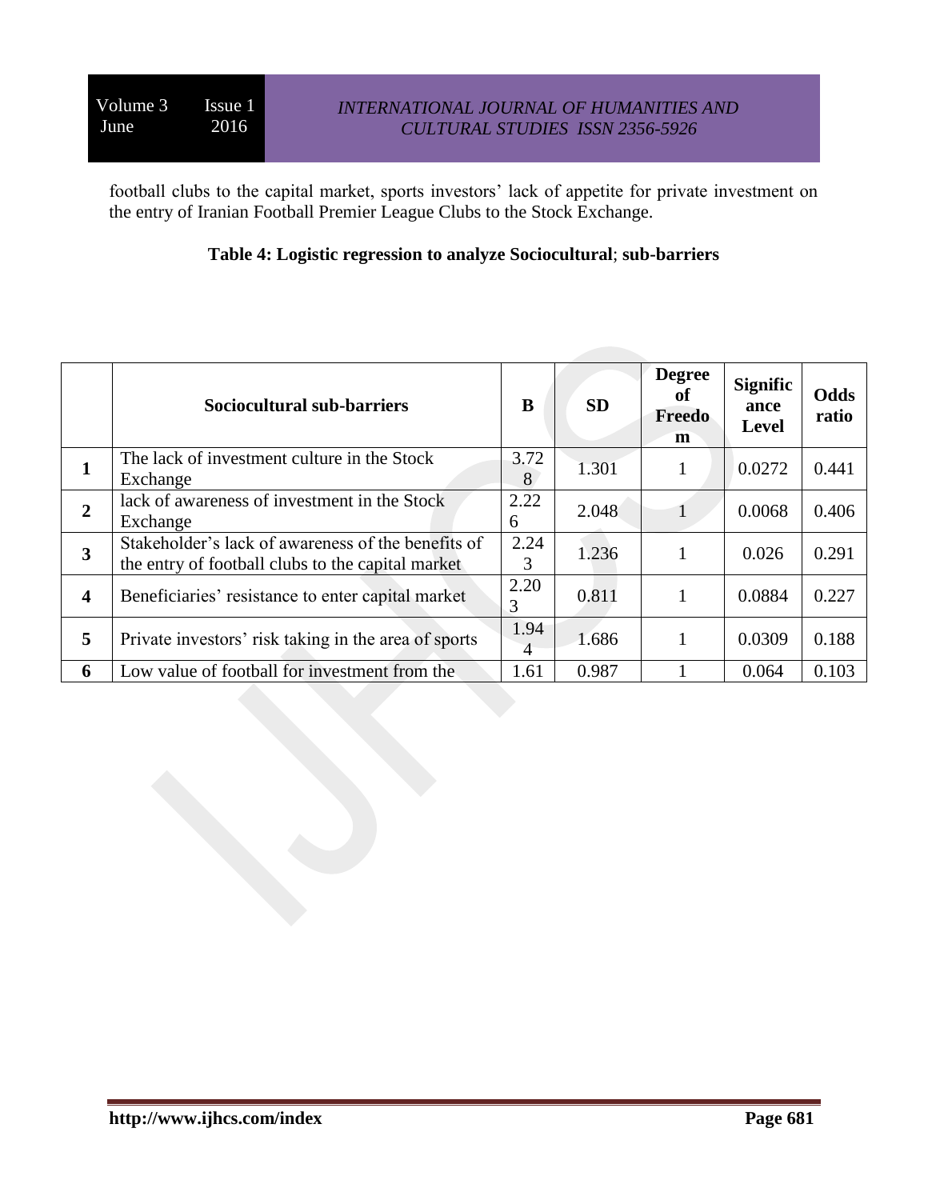football clubs to the capital market, sports investors' lack of appetite for private investment on the entry of Iranian Football Premier League Clubs to the Stock Exchange.

**Table 4: Logistic regression to analyze Sociocultural; sub-barriers**

| | Sociocultural sub-barriers | B | SD | Degree of Freedom | Significance Level | Odds ratio |
|---|---|---|---|---|---|---|
| **1** | The lack of investment culture in the Stock Exchange | 3.728 | 1.301 | 1 | 0.0272 | 0.441 |
| **2** | lack of awareness of investment in the Stock Exchange | 2.226 | 2.048 | 1 | 0.0068 | 0.406 |
| **3** | Stakeholder's lack of awareness of the benefits of the entry of football clubs to the capital market | 2.243 | 1.236 | 1 | 0.026 | 0.291 |
| **4** | Beneficiaries' resistance to enter capital market | 2.203 | 0.811 | 1 | 0.0884 | 0.227 |
| **5** | Private investors' risk taking in the area of sports | 1.944 | 1.686 | 1 | 0.0309 | 0.188 |
| **6** | Low value of football for investment from the | 1.61 | 0.987 | 1 | 0.064 | 0.103 |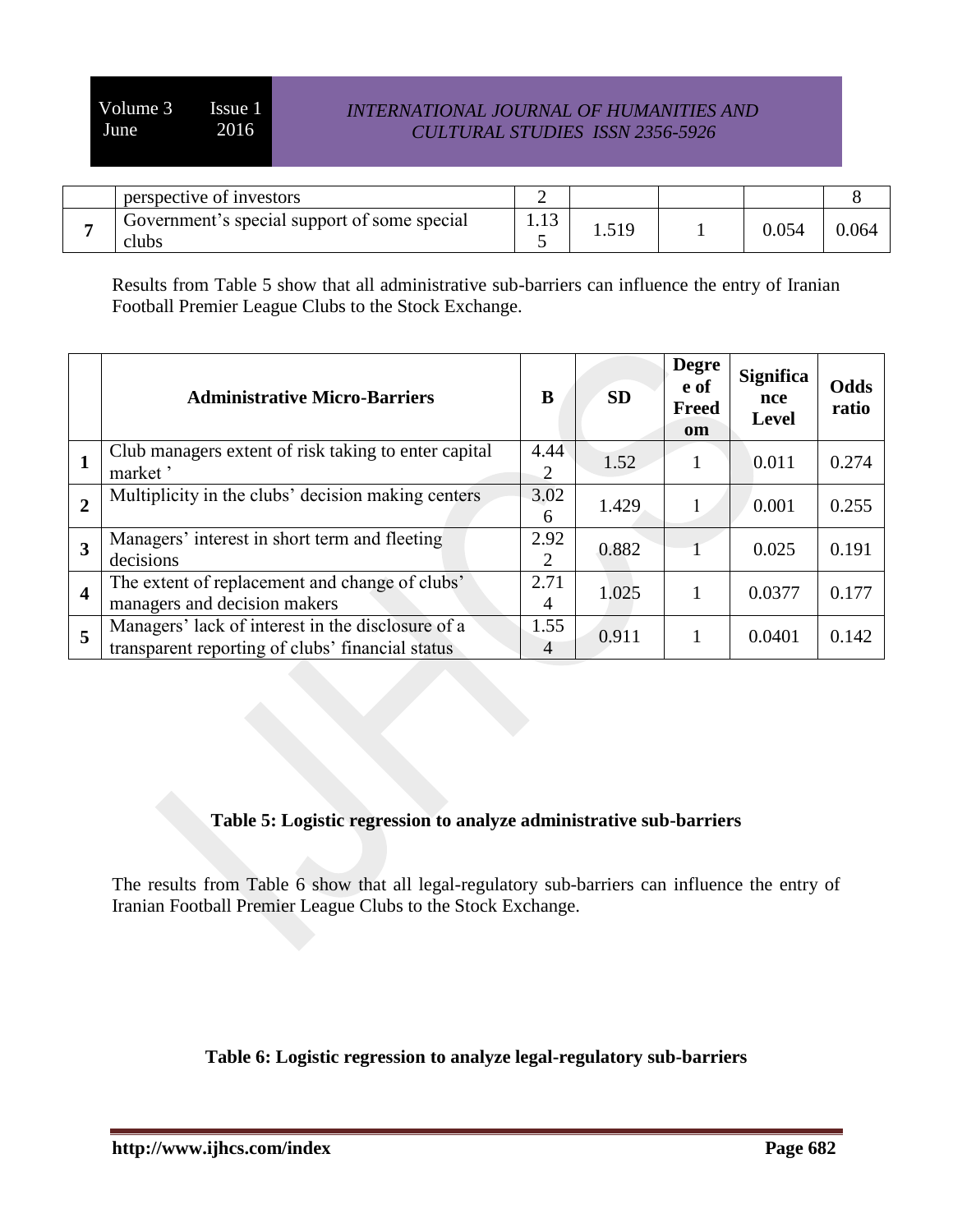| | perspective of investors | 2 | | | | 8 |
|---|---|---|---|---|---|---|
| **7** | Government's special support of some special clubs | 1.135 | 1.519 | 1 | 0.054 | 0.064 |

Results from Table 5 show that all administrative sub-barriers can influence the entry of Iranian Football Premier League Clubs to the Stock Exchange.

| | **Administrative Micro-Barriers** | **B** | **SD** | **Degree of Freedom** | **Significance Level** | **Odds ratio** |
|---|---|---|---|---|---|---|
| **1** | Club managers extent of risk taking to enter capital market ' | 4.442 | 1.52 | 1 | 0.011 | 0.274 |
| **2** | Multiplicity in the clubs' decision making centers | 3.026 | 1.429 | 1 | 0.001 | 0.255 |
| **3** | Managers' interest in short term and fleeting decisions | 2.922 | 0.882 | 1 | 0.025 | 0.191 |
| **4** | The extent of replacement and change of clubs' managers and decision makers | 2.714 | 1.025 | 1 | 0.0377 | 0.177 |
| **5** | Managers' lack of interest in the disclosure of a transparent reporting of clubs' financial status | 1.554 | 0.911 | 1 | 0.0401 | 0.142 |

**Table 5: Logistic regression to analyze administrative sub-barriers**

The results from Table 6 show that all legal-regulatory sub-barriers can influence the entry of Iranian Football Premier League Clubs to the Stock Exchange.

**Table 6: Logistic regression to analyze legal-regulatory sub-barriers**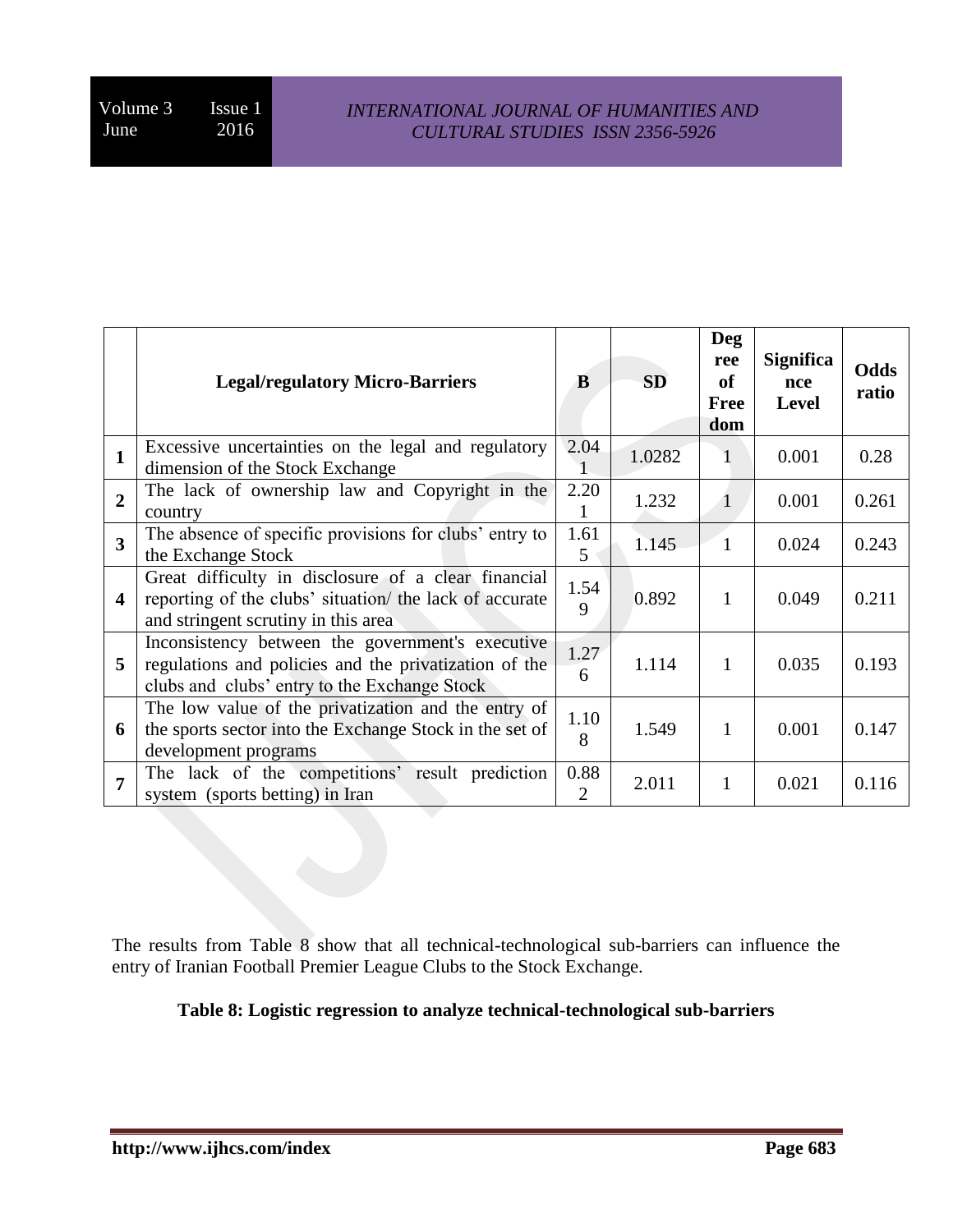| | Legal/regulatory Micro-Barriers | B | SD | Degree of Freedom | Significance Level | Odds ratio |
|---|---|---|---|---|---|---|
| 1 | Excessive uncertainties on the legal and regulatory dimension of the Stock Exchange | 2.041 | 1.0282 | 1 | 0.001 | 0.28 |
| 2 | The lack of ownership law and Copyright in the country | 2.201 | 1.232 | 1 | 0.001 | 0.261 |
| 3 | The absence of specific provisions for clubs' entry to the Exchange Stock | 1.615 | 1.145 | 1 | 0.024 | 0.243 |
| 4 | Great difficulty in disclosure of a clear financial reporting of the clubs' situation/ the lack of accurate and stringent scrutiny in this area | 1.549 | 0.892 | 1 | 0.049 | 0.211 |
| 5 | Inconsistency between the government's executive regulations and policies and the privatization of the clubs and clubs' entry to the Exchange Stock | 1.276 | 1.114 | 1 | 0.035 | 0.193 |
| 6 | The low value of the privatization and the entry of the sports sector into the Exchange Stock in the set of development programs | 1.108 | 1.549 | 1 | 0.001 | 0.147 |
| 7 | The lack of the competitions' result prediction system (sports betting) in Iran | 0.882 | 2.011 | 1 | 0.021 | 0.116 |

The results from Table 8 show that all technical-technological sub-barriers can influence the entry of Iranian Football Premier League Clubs to the Stock Exchange.

**Table 8: Logistic regression to analyze technical-technological sub-barriers**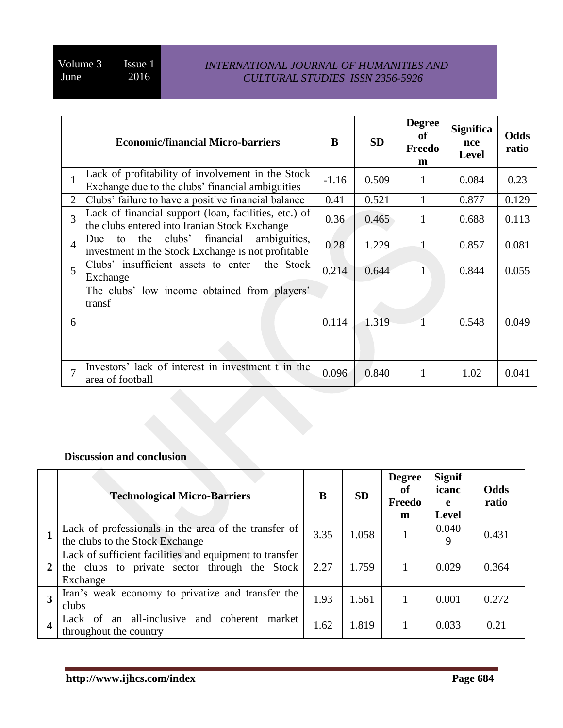|  | Economic/financial Micro-barriers | B | SD | Degree of Freedom | Significance Level | Odds ratio |
|---|---|---|---|---|---|---|
| 1 | Lack of profitability of involvement in the Stock Exchange due to the clubs' financial ambiguities | -1.16 | 0.509 | 1 | 0.084 | 0.23 |
| 2 | Clubs' failure to have a positive financial balance | 0.41 | 0.521 | 1 | 0.877 | 0.129 |
| 3 | Lack of financial support (loan, facilities, etc.) of the clubs entered into Iranian Stock Exchange | 0.36 | 0.465 | 1 | 0.688 | 0.113 |
| 4 | Due to the clubs' financial ambiguities, investment in the Stock Exchange is not profitable | 0.28 | 1.229 | 1 | 0.857 | 0.081 |
| 5 | Clubs' insufficient assets to enter the Stock Exchange | 0.214 | 0.644 | 1 | 0.844 | 0.055 |
| 6 | The clubs' low income obtained from players' transf | 0.114 | 1.319 | 1 | 0.548 | 0.049 |
| 7 | Investors' lack of interest in investment t in the area of football | 0.096 | 0.840 | 1 | 1.02 | 0.041 |

**Discussion and conclusion**

|  | Technological Micro-Barriers | B | SD | Degree of Freedom | Significance Level | Odds ratio |
|---|---|---|---|---|---|---|
| **1** | Lack of professionals in the area of the transfer of the clubs to the Stock Exchange | 3.35 | 1.058 | 1 | 0.0409 | 0.431 |
| **2** | Lack of sufficient facilities and equipment to transfer the clubs to private sector through the Stock Exchange | 2.27 | 1.759 | 1 | 0.029 | 0.364 |
| **3** | Iran's weak economy to privatize and transfer the clubs | 1.93 | 1.561 | 1 | 0.001 | 0.272 |
| **4** | Lack of an all-inclusive and coherent market throughout the country | 1.62 | 1.819 | 1 | 0.033 | 0.21 |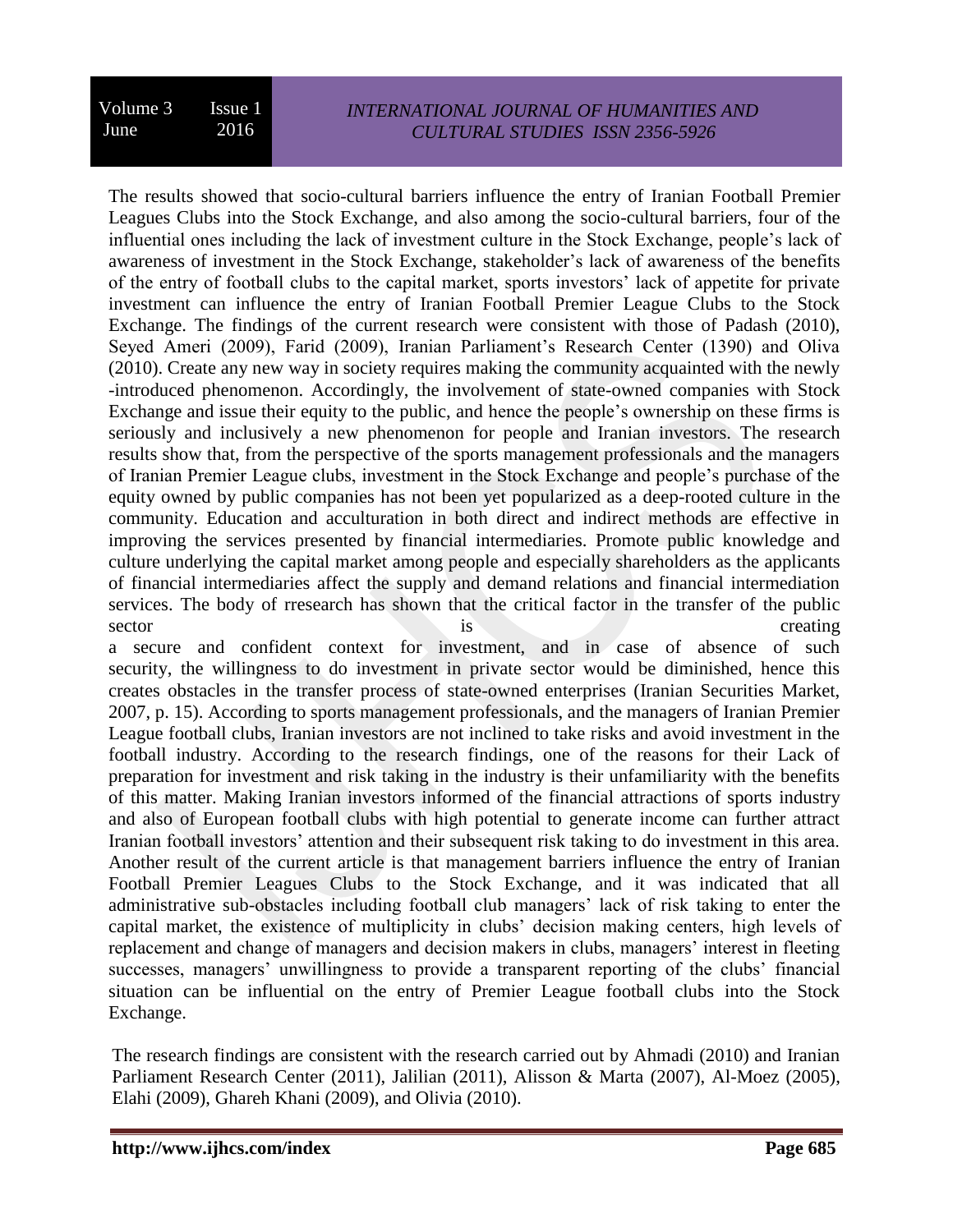The results showed that socio-cultural barriers influence the entry of Iranian Football Premier Leagues Clubs into the Stock Exchange, and also among the socio-cultural barriers, four of the influential ones including the lack of investment culture in the Stock Exchange, people's lack of awareness of investment in the Stock Exchange, stakeholder's lack of awareness of the benefits of the entry of football clubs to the capital market, sports investors' lack of appetite for private investment can influence the entry of Iranian Football Premier League Clubs to the Stock Exchange. The findings of the current research were consistent with those of Padash (2010), Seyed Ameri (2009), Farid (2009), Iranian Parliament's Research Center (1390) and Oliva (2010). Create any new way in society requires making the community acquainted with the newly -introduced phenomenon. Accordingly, the involvement of state-owned companies with Stock Exchange and issue their equity to the public, and hence the people's ownership on these firms is seriously and inclusively a new phenomenon for people and Iranian investors. The research results show that, from the perspective of the sports management professionals and the managers of Iranian Premier League clubs, investment in the Stock Exchange and people's purchase of the equity owned by public companies has not been yet popularized as a deep-rooted culture in the community. Education and acculturation in both direct and indirect methods are effective in improving the services presented by financial intermediaries. Promote public knowledge and culture underlying the capital market among people and especially shareholders as the applicants of financial intermediaries affect the supply and demand relations and financial intermediation services. The body of rresearch has shown that the critical factor in the transfer of the public sector is creating a secure and confident context for investment, and in case of absence of such security, the willingness to do investment in private sector would be diminished, hence this creates obstacles in the transfer process of state-owned enterprises (Iranian Securities Market, 2007, p. 15). According to sports management professionals, and the managers of Iranian Premier League football clubs, Iranian investors are not inclined to take risks and avoid investment in the football industry. According to the research findings, one of the reasons for their Lack of preparation for investment and risk taking in the industry is their unfamiliarity with the benefits of this matter. Making Iranian investors informed of the financial attractions of sports industry and also of European football clubs with high potential to generate income can further attract Iranian football investors' attention and their subsequent risk taking to do investment in this area. Another result of the current article is that management barriers influence the entry of Iranian Football Premier Leagues Clubs to the Stock Exchange, and it was indicated that all administrative sub-obstacles including football club managers' lack of risk taking to enter the capital market, the existence of multiplicity in clubs' decision making centers, high levels of replacement and change of managers and decision makers in clubs, managers' interest in fleeting successes, managers' unwillingness to provide a transparent reporting of the clubs' financial situation can be influential on the entry of Premier League football clubs into the Stock Exchange.

The research findings are consistent with the research carried out by Ahmadi (2010) and Iranian Parliament Research Center (2011), Jalilian (2011), Alisson & Marta (2007), Al-Moez (2005), Elahi (2009), Ghareh Khani (2009), and Olivia (2010).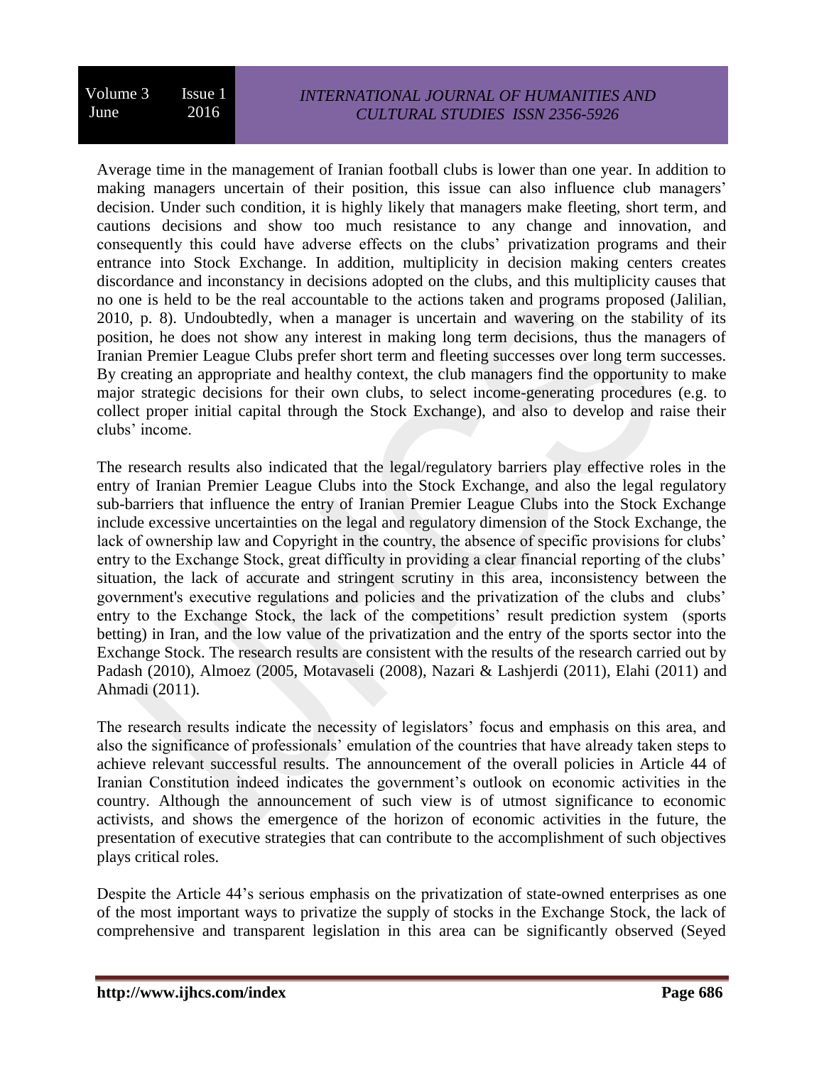Average time in the management of Iranian football clubs is lower than one year. In addition to making managers uncertain of their position, this issue can also influence club managers' decision. Under such condition, it is highly likely that managers make fleeting, short term, and cautions decisions and show too much resistance to any change and innovation, and consequently this could have adverse effects on the clubs' privatization programs and their entrance into Stock Exchange. In addition, multiplicity in decision making centers creates discordance and inconstancy in decisions adopted on the clubs, and this multiplicity causes that no one is held to be the real accountable to the actions taken and programs proposed (Jalilian, 2010, p. 8). Undoubtedly, when a manager is uncertain and wavering on the stability of its position, he does not show any interest in making long term decisions, thus the managers of Iranian Premier League Clubs prefer short term and fleeting successes over long term successes. By creating an appropriate and healthy context, the club managers find the opportunity to make major strategic decisions for their own clubs, to select income-generating procedures (e.g. to collect proper initial capital through the Stock Exchange), and also to develop and raise their clubs' income.

The research results also indicated that the legal/regulatory barriers play effective roles in the entry of Iranian Premier League Clubs into the Stock Exchange, and also the legal regulatory sub-barriers that influence the entry of Iranian Premier League Clubs into the Stock Exchange include excessive uncertainties on the legal and regulatory dimension of the Stock Exchange, the lack of ownership law and Copyright in the country, the absence of specific provisions for clubs' entry to the Exchange Stock, great difficulty in providing a clear financial reporting of the clubs' situation, the lack of accurate and stringent scrutiny in this area, inconsistency between the government's executive regulations and policies and the privatization of the clubs and clubs' entry to the Exchange Stock, the lack of the competitions' result prediction system (sports betting) in Iran, and the low value of the privatization and the entry of the sports sector into the Exchange Stock. The research results are consistent with the results of the research carried out by Padash (2010), Almoez (2005, Motavaseli (2008), Nazari & Lashjerdi (2011), Elahi (2011) and Ahmadi (2011).

The research results indicate the necessity of legislators' focus and emphasis on this area, and also the significance of professionals' emulation of the countries that have already taken steps to achieve relevant successful results. The announcement of the overall policies in Article 44 of Iranian Constitution indeed indicates the government's outlook on economic activities in the country. Although the announcement of such view is of utmost significance to economic activists, and shows the emergence of the horizon of economic activities in the future, the presentation of executive strategies that can contribute to the accomplishment of such objectives plays critical roles.

Despite the Article 44's serious emphasis on the privatization of state-owned enterprises as one of the most important ways to privatize the supply of stocks in the Exchange Stock, the lack of comprehensive and transparent legislation in this area can be significantly observed (Seyed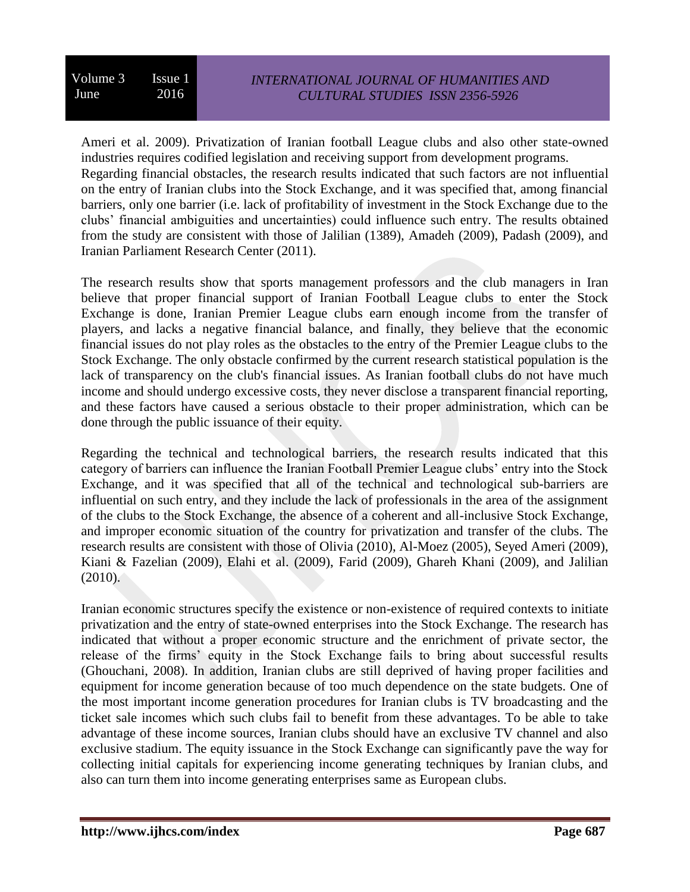Ameri et al. 2009). Privatization of Iranian football League clubs and also other state-owned industries requires codified legislation and receiving support from development programs.

Regarding financial obstacles, the research results indicated that such factors are not influential on the entry of Iranian clubs into the Stock Exchange, and it was specified that, among financial barriers, only one barrier (i.e. lack of profitability of investment in the Stock Exchange due to the clubs' financial ambiguities and uncertainties) could influence such entry. The results obtained from the study are consistent with those of Jalilian (1389), Amadeh (2009), Padash (2009), and Iranian Parliament Research Center (2011).

The research results show that sports management professors and the club managers in Iran believe that proper financial support of Iranian Football League clubs to enter the Stock Exchange is done, Iranian Premier League clubs earn enough income from the transfer of players, and lacks a negative financial balance, and finally, they believe that the economic financial issues do not play roles as the obstacles to the entry of the Premier League clubs to the Stock Exchange. The only obstacle confirmed by the current research statistical population is the lack of transparency on the club's financial issues. As Iranian football clubs do not have much income and should undergo excessive costs, they never disclose a transparent financial reporting, and these factors have caused a serious obstacle to their proper administration, which can be done through the public issuance of their equity.

Regarding the technical and technological barriers, the research results indicated that this category of barriers can influence the Iranian Football Premier League clubs' entry into the Stock Exchange, and it was specified that all of the technical and technological sub-barriers are influential on such entry, and they include the lack of professionals in the area of the assignment of the clubs to the Stock Exchange, the absence of a coherent and all-inclusive Stock Exchange, and improper economic situation of the country for privatization and transfer of the clubs. The research results are consistent with those of Olivia (2010), Al-Moez (2005), Seyed Ameri (2009), Kiani & Fazelian (2009), Elahi et al. (2009), Farid (2009), Ghareh Khani (2009), and Jalilian (2010).

Iranian economic structures specify the existence or non-existence of required contexts to initiate privatization and the entry of state-owned enterprises into the Stock Exchange. The research has indicated that without a proper economic structure and the enrichment of private sector, the release of the firms' equity in the Stock Exchange fails to bring about successful results (Ghouchani, 2008). In addition, Iranian clubs are still deprived of having proper facilities and equipment for income generation because of too much dependence on the state budgets. One of the most important income generation procedures for Iranian clubs is TV broadcasting and the ticket sale incomes which such clubs fail to benefit from these advantages. To be able to take advantage of these income sources, Iranian clubs should have an exclusive TV channel and also exclusive stadium. The equity issuance in the Stock Exchange can significantly pave the way for collecting initial capitals for experiencing income generating techniques by Iranian clubs, and also can turn them into income generating enterprises same as European clubs.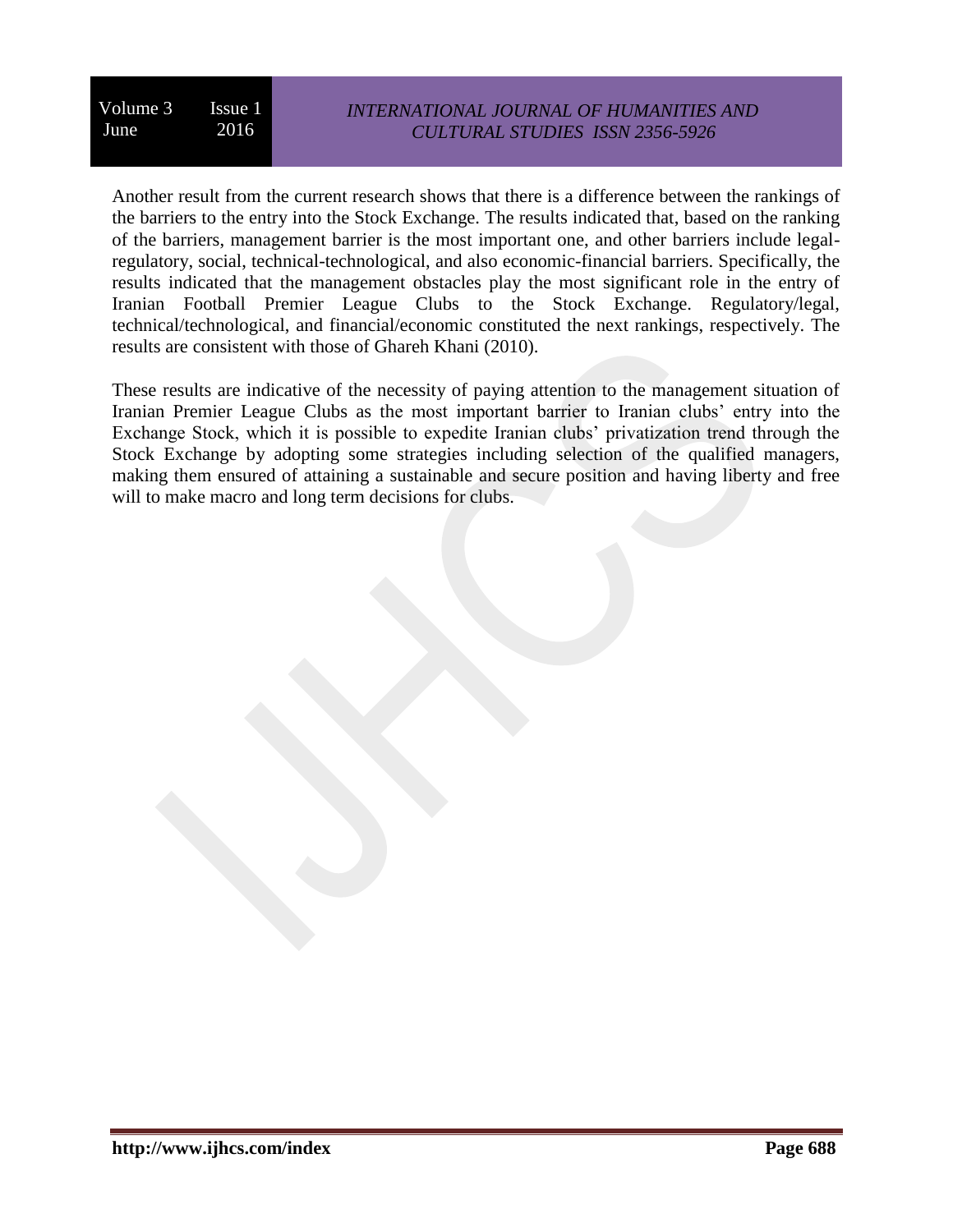Another result from the current research shows that there is a difference between the rankings of the barriers to the entry into the Stock Exchange. The results indicated that, based on the ranking of the barriers, management barrier is the most important one, and other barriers include legal-regulatory, social, technical-technological, and also economic-financial barriers. Specifically, the results indicated that the management obstacles play the most significant role in the entry of Iranian Football Premier League Clubs to the Stock Exchange. Regulatory/legal, technical/technological, and financial/economic constituted the next rankings, respectively. The results are consistent with those of Ghareh Khani (2010).

These results are indicative of the necessity of paying attention to the management situation of Iranian Premier League Clubs as the most important barrier to Iranian clubs' entry into the Exchange Stock, which it is possible to expedite Iranian clubs' privatization trend through the Stock Exchange by adopting some strategies including selection of the qualified managers, making them ensured of attaining a sustainable and secure position and having liberty and free will to make macro and long term decisions for clubs.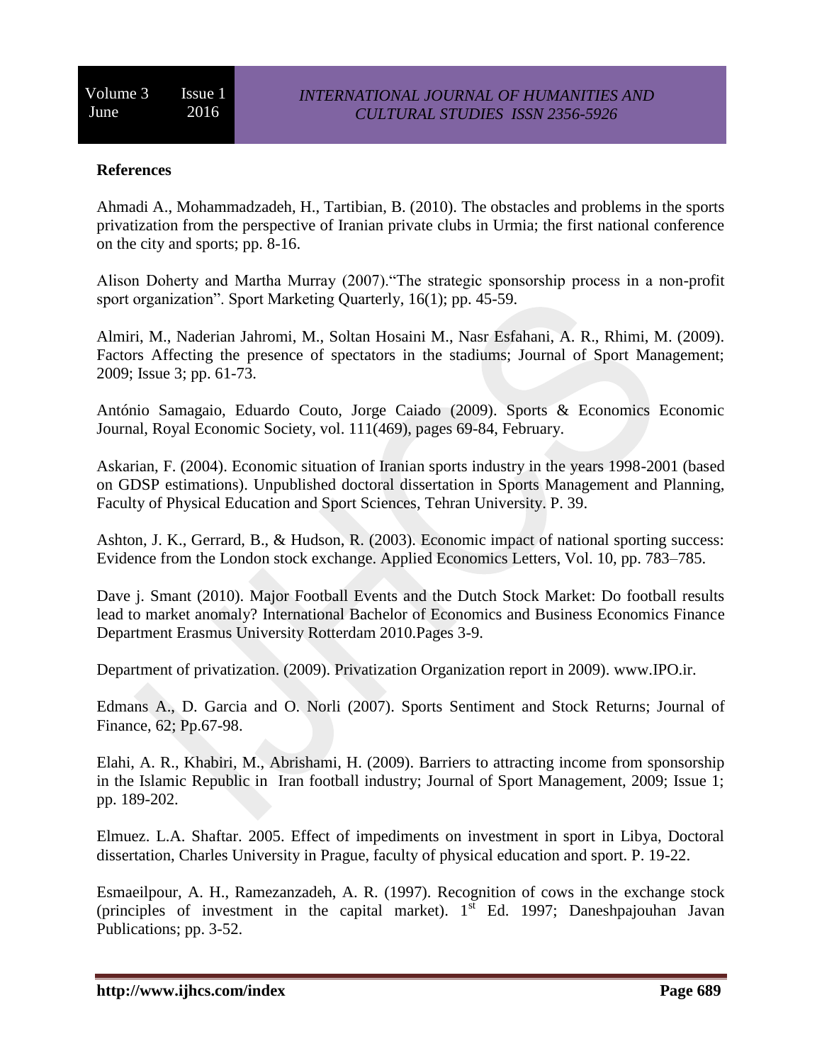**References**

Ahmadi A., Mohammadzadeh, H., Tartibian, B. (2010). The obstacles and problems in the sports privatization from the perspective of Iranian private clubs in Urmia; the first national conference on the city and sports; pp. 8-16.

Alison Doherty and Martha Murray (2007)."The strategic sponsorship process in a non-profit sport organization". Sport Marketing Quarterly, 16(1); pp. 45-59.

Almiri, M., Naderian Jahromi, M., Soltan Hosaini M., Nasr Esfahani, A. R., Rhimi, M. (2009). Factors Affecting the presence of spectators in the stadiums; Journal of Sport Management; 2009; Issue 3; pp. 61-73.

António Samagaio, Eduardo Couto, Jorge Caiado (2009). Sports & Economics Economic Journal, Royal Economic Society, vol. 111(469), pages 69-84, February.

Askarian, F. (2004). Economic situation of Iranian sports industry in the years 1998-2001 (based on GDSP estimations). Unpublished doctoral dissertation in Sports Management and Planning, Faculty of Physical Education and Sport Sciences, Tehran University. P. 39.

Ashton, J. K., Gerrard, B., & Hudson, R. (2003). Economic impact of national sporting success: Evidence from the London stock exchange. Applied Economics Letters, Vol. 10, pp. 783–785.

Dave j. Smant (2010). Major Football Events and the Dutch Stock Market: Do football results lead to market anomaly? International Bachelor of Economics and Business Economics Finance Department Erasmus University Rotterdam 2010.Pages 3-9.

Department of privatization. (2009). Privatization Organization report in 2009). www.IPO.ir.

Edmans A., D. Garcia and O. Norli (2007). Sports Sentiment and Stock Returns; Journal of Finance, 62; Pp.67-98.

Elahi, A. R., Khabiri, M., Abrishami, H. (2009). Barriers to attracting income from sponsorship in the Islamic Republic in Iran football industry; Journal of Sport Management, 2009; Issue 1; pp. 189-202.

Elmuez. L.A. Shaftar. 2005. Effect of impediments on investment in sport in Libya, Doctoral dissertation, Charles University in Prague, faculty of physical education and sport. P. 19-22.

Esmaeilpour, A. H., Ramezanzadeh, A. R. (1997). Recognition of cows in the exchange stock (principles of investment in the capital market). 1st Ed. 1997; Daneshpajouhan Javan Publications; pp. 3-52.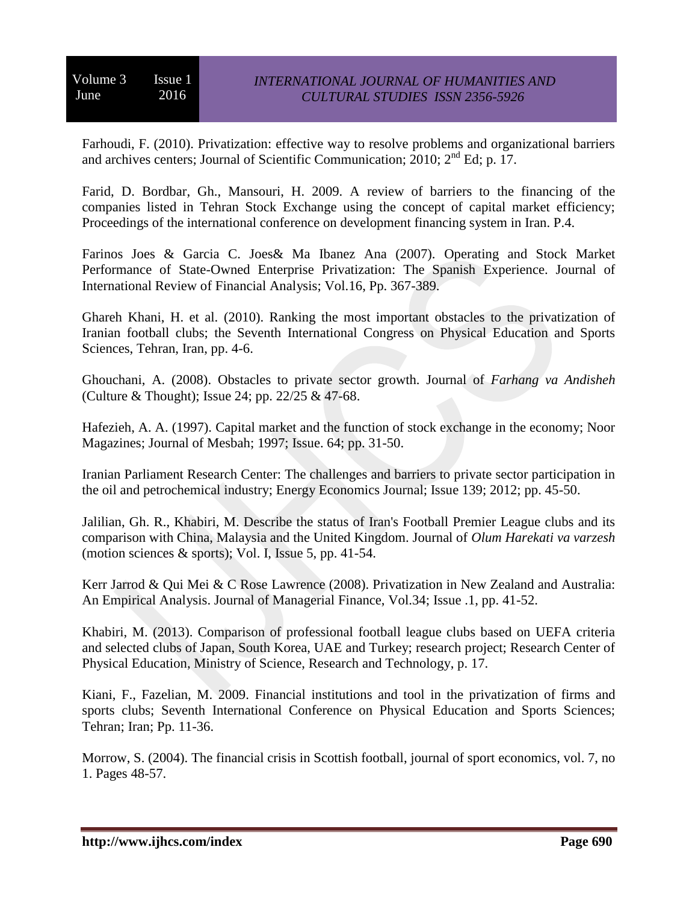Farhoudi, F. (2010). Privatization: effective way to resolve problems and organizational barriers and archives centers; Journal of Scientific Communication; 2010; 2[nd] Ed; p. 17.

Farid, D. Bordbar, Gh., Mansouri, H. 2009. A review of barriers to the financing of the companies listed in Tehran Stock Exchange using the concept of capital market efficiency; Proceedings of the international conference on development financing system in Iran. P.4.

Farinos Joes & Garcia C. Joes& Ma Ibanez Ana (2007). Operating and Stock Market Performance of State-Owned Enterprise Privatization: The Spanish Experience. Journal of International Review of Financial Analysis; Vol.16, Pp. 367-389.

Ghareh Khani, H. et al. (2010). Ranking the most important obstacles to the privatization of Iranian football clubs; the Seventh International Congress on Physical Education and Sports Sciences, Tehran, Iran, pp. 4-6.

Ghouchani, A. (2008). Obstacles to private sector growth. Journal of *Farhang va Andisheh* (Culture & Thought); Issue 24; pp. 22/25 & 47-68.

Hafezieh, A. A. (1997). Capital market and the function of stock exchange in the economy; Noor Magazines; Journal of Mesbah; 1997; Issue. 64; pp. 31-50.

Iranian Parliament Research Center: The challenges and barriers to private sector participation in the oil and petrochemical industry; Energy Economics Journal; Issue 139; 2012; pp. 45-50.

Jalilian, Gh. R., Khabiri, M. Describe the status of Iran's Football Premier League clubs and its comparison with China, Malaysia and the United Kingdom. Journal of *Olum Harekati va varzesh* (motion sciences & sports); Vol. I, Issue 5, pp. 41-54.

Kerr Jarrod & Qui Mei & C Rose Lawrence (2008). Privatization in New Zealand and Australia: An Empirical Analysis. Journal of Managerial Finance, Vol.34; Issue .1, pp. 41-52.

Khabiri, M. (2013). Comparison of professional football league clubs based on UEFA criteria and selected clubs of Japan, South Korea, UAE and Turkey; research project; Research Center of Physical Education, Ministry of Science, Research and Technology, p. 17.

Kiani, F., Fazelian, M. 2009. Financial institutions and tool in the privatization of firms and sports clubs; Seventh International Conference on Physical Education and Sports Sciences; Tehran; Iran; Pp. 11-36.

Morrow, S. (2004). The financial crisis in Scottish football, journal of sport economics, vol. 7, no 1. Pages 48-57.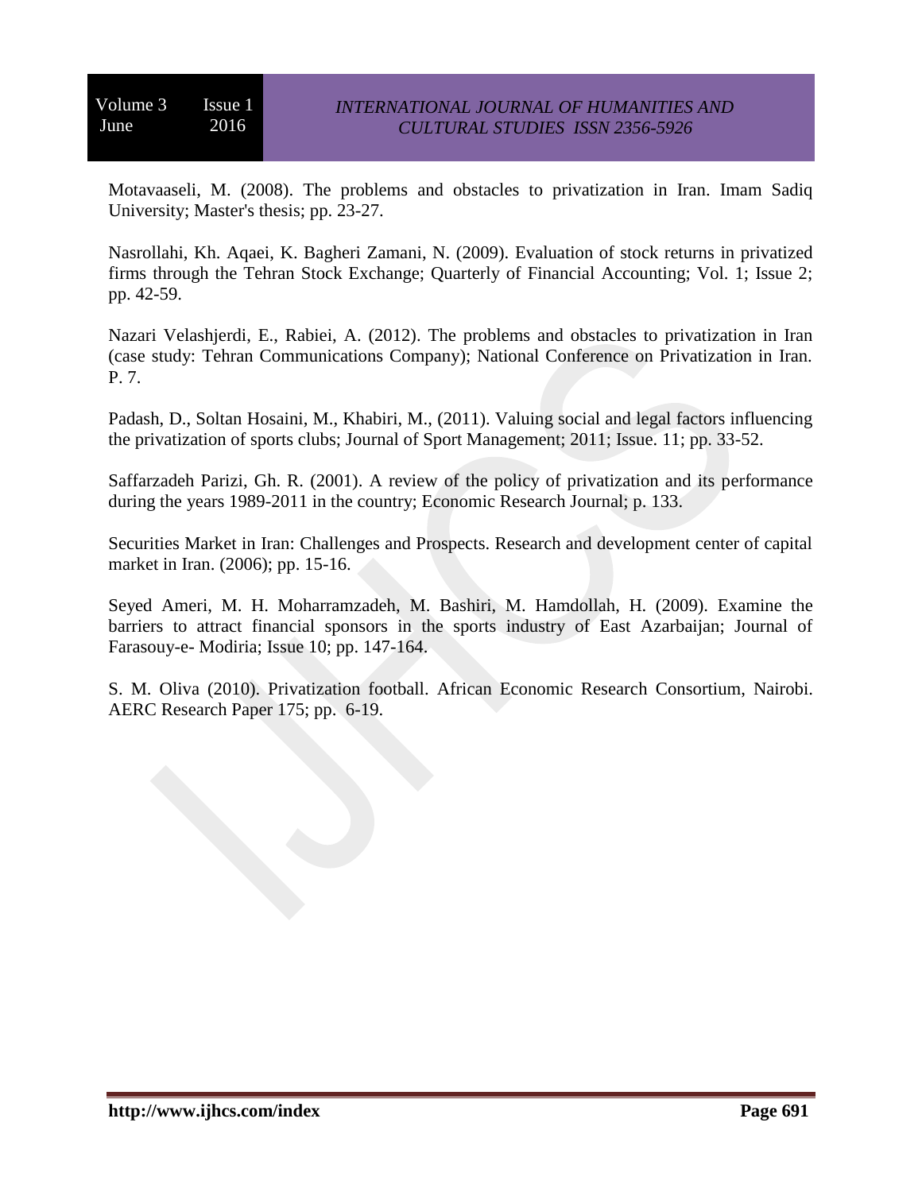Motavaaseli, M. (2008). The problems and obstacles to privatization in Iran. Imam Sadiq University; Master's thesis; pp. 23-27.

Nasrollahi, Kh. Aqaei, K. Bagheri Zamani, N. (2009). Evaluation of stock returns in privatized firms through the Tehran Stock Exchange; Quarterly of Financial Accounting; Vol. 1; Issue 2; pp. 42-59.

Nazari Velashjerdi, E., Rabiei, A. (2012). The problems and obstacles to privatization in Iran (case study: Tehran Communications Company); National Conference on Privatization in Iran. P. 7.

Padash, D., Soltan Hosaini, M., Khabiri, M., (2011). Valuing social and legal factors influencing the privatization of sports clubs; Journal of Sport Management; 2011; Issue. 11; pp. 33-52.

Saffarzadeh Parizi, Gh. R. (2001). A review of the policy of privatization and its performance during the years 1989-2011 in the country; Economic Research Journal; p. 133.

Securities Market in Iran: Challenges and Prospects. Research and development center of capital market in Iran. (2006); pp. 15-16.

Seyed Ameri, M. H. Moharramzadeh, M. Bashiri, M. Hamdollah, H. (2009). Examine the barriers to attract financial sponsors in the sports industry of East Azarbaijan; Journal of Farasouy-e- Modiria; Issue 10; pp. 147-164.

S. M. Oliva (2010). Privatization football. African Economic Research Consortium, Nairobi. AERC Research Paper 175; pp. 6-19.